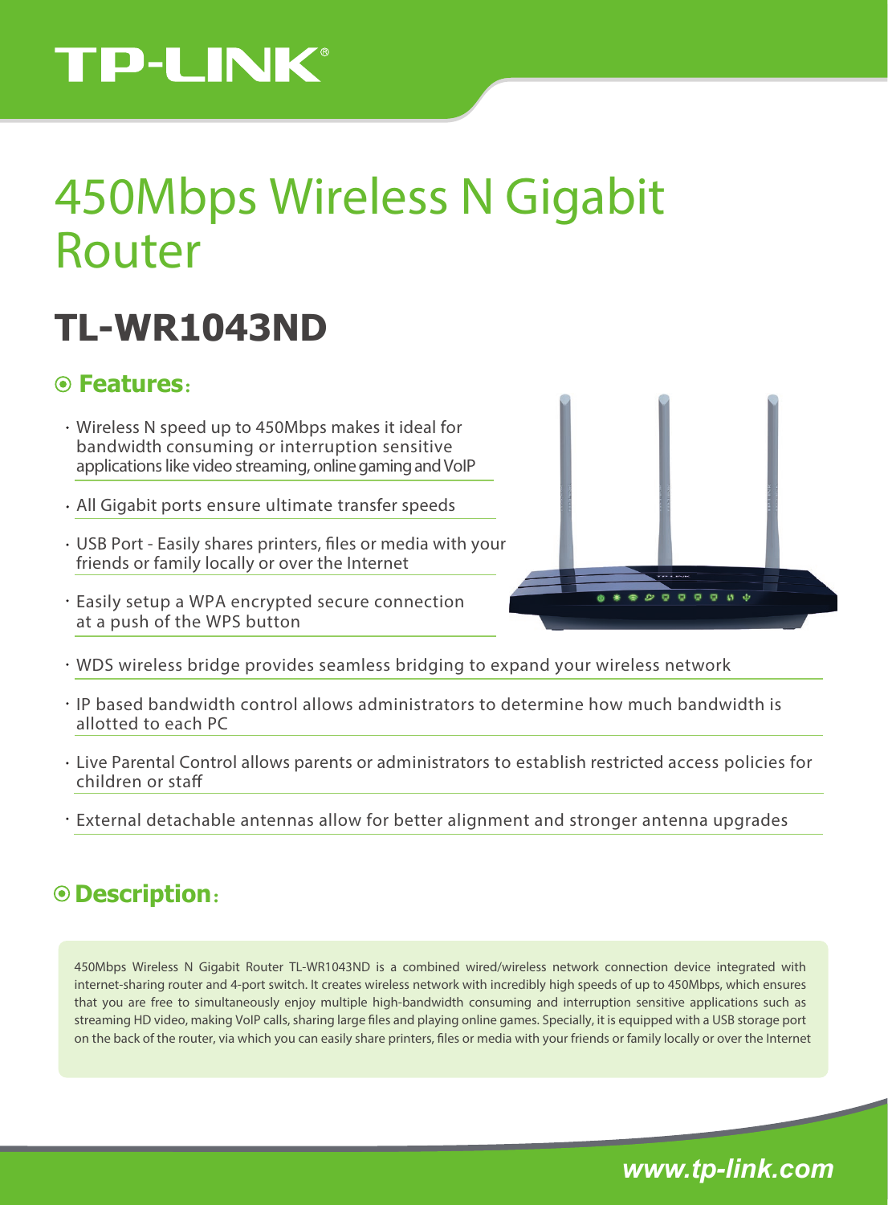TP-LINK®

# 450Mbps Wireless N Gigabit Router

## TL-WR1043ND

### Features:

- Wireless N speed up to 450Mbps makes it ideal for bandwidth consuming or interruption sensitive applications like video streaming, online gaming and VoIP
- All Gigabit ports ensure ultimate transfer speeds
- USB Port - Easily shares printers, files or media with your friends or family locally or over the Internet
- Easily setup a WPA encrypted secure connection at a push of the WPS button
- WDS wireless bridge provides seamless bridging to expand your wireless network
- IP based bandwidth control allows administrators to determine how much bandwidth is allotted to each PC
- Live Parental Control allows parents or administrators to establish restricted access policies for children or staff
- External detachable antennas allow for better alignment and stronger antenna upgrades

### Description:

450Mbps Wireless N Gigabit Router TL-WR1043ND is a combined wired/wireless network connection device integrated with internet-sharing router and 4-port switch. It creates wireless network with incredibly high speeds of up to 450Mbps, which ensures that you are free to simultaneously enjoy multiple high-bandwidth consuming and interruption sensitive applications such as streaming HD video, making VoIP calls, sharing large files and playing online games. Specially, it is equipped with a USB storage port on the back of the router, via which you can easily share printers, files or media with your friends or family locally or over the Internet

www.tp-link.com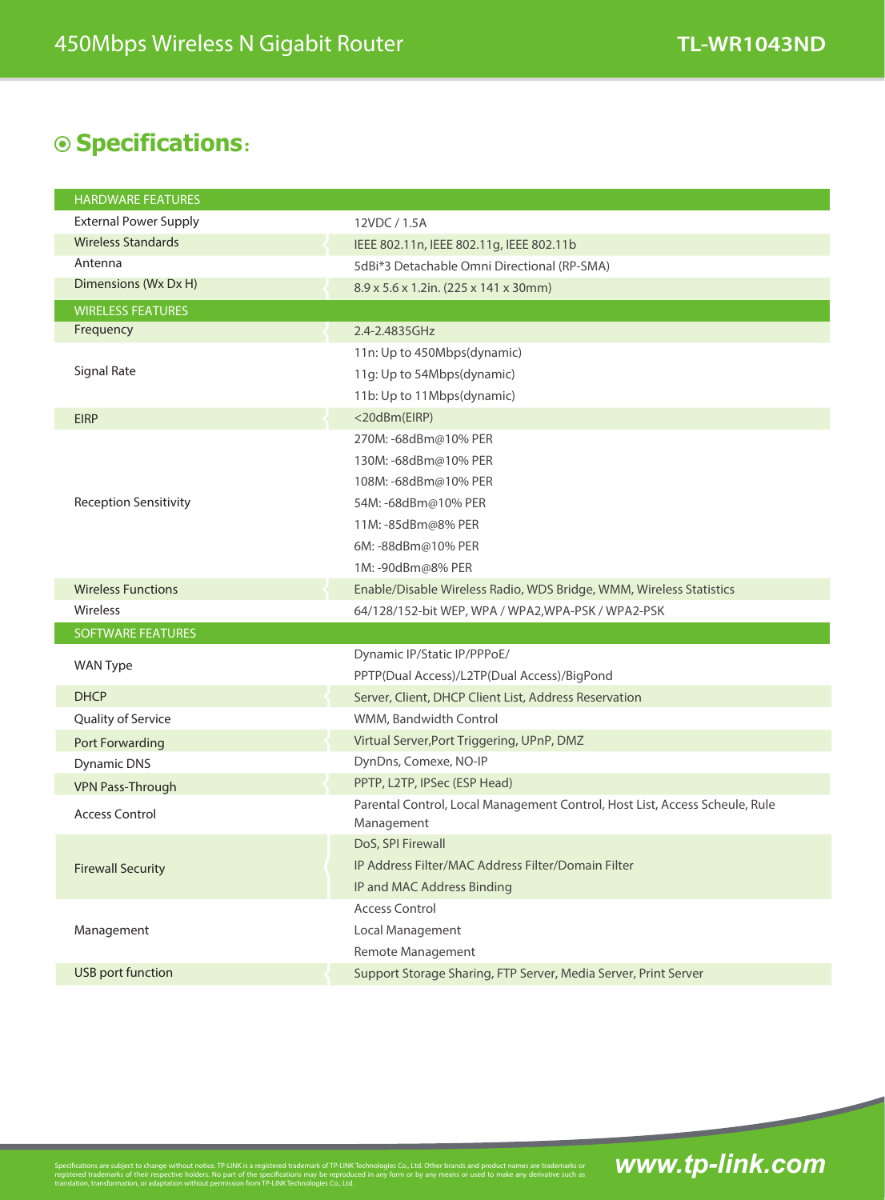## Specifications:

| HARDWARE FEATURES | |
|---|---|
| External Power Supply | 12VDC / 1.5A |
| Wireless Standards | IEEE 802.11n, IEEE 802.11g, IEEE 802.11b |
| Antenna | 5dBi*3 Detachable Omni Directional (RP-SMA) |
| Dimensions (Wx Dx H) | 8.9 x 5.6 x 1.2in. (225 x 141 x 30mm) |
| **WIRELESS FEATURES** | |
| Frequency | 2.4-2.4835GHz |
| Signal Rate | 11n: Up to 450Mbps(dynamic)<br>11g: Up to 54Mbps(dynamic)<br>11b: Up to 11Mbps(dynamic) |
| EIRP | <20dBm(EIRP) |
| Reception Sensitivity | 270M: -68dBm@10% PER<br>130M: -68dBm@10% PER<br>108M: -68dBm@10% PER<br>54M: -68dBm@10% PER<br>11M: -85dBm@8% PER<br>6M: -88dBm@10% PER<br>1M: -90dBm@8% PER |
| Wireless Functions | Enable/Disable Wireless Radio, WDS Bridge, WMM, Wireless Statistics |
| Wireless | 64/128/152-bit WEP, WPA / WPA2,WPA-PSK / WPA2-PSK |
| **SOFTWARE FEATURES** | |
| WAN Type | Dynamic IP/Static IP/PPPoE/<br>PPTP(Dual Access)/L2TP(Dual Access)/BigPond |
| DHCP | Server, Client, DHCP Client List, Address Reservation |
| Quality of Service | WMM, Bandwidth Control |
| Port Forwarding | Virtual Server,Port Triggering, UPnP, DMZ |
| Dynamic DNS | DynDns, Comexe, NO-IP |
| VPN Pass-Through | PPTP, L2TP, IPSec (ESP Head) |
| Access Control | Parental Control, Local Management Control, Host List, Access Scheule, Rule Management |
| Firewall Security | DoS, SPI Firewall<br>IP Address Filter/MAC Address Filter/Domain Filter<br>IP and MAC Address Binding |
| Management | Access Control<br>Local Management<br>Remote Management |
| USB port function | Support Storage Sharing, FTP Server, Media Server, Print Server |

Specifications are subject to change without notice. TP-LINK is a registered trademark of TP-LINK Technologies Co., Ltd. Other brands and product names are trademarks or registered trademarks of their respective holders. No part of the specifications may be reproduced in any form or by any means or used to make any derivative such as translation, transformation, or adaptation without permission from TP-LINK Technologies Co., Ltd.

www.tp-link.com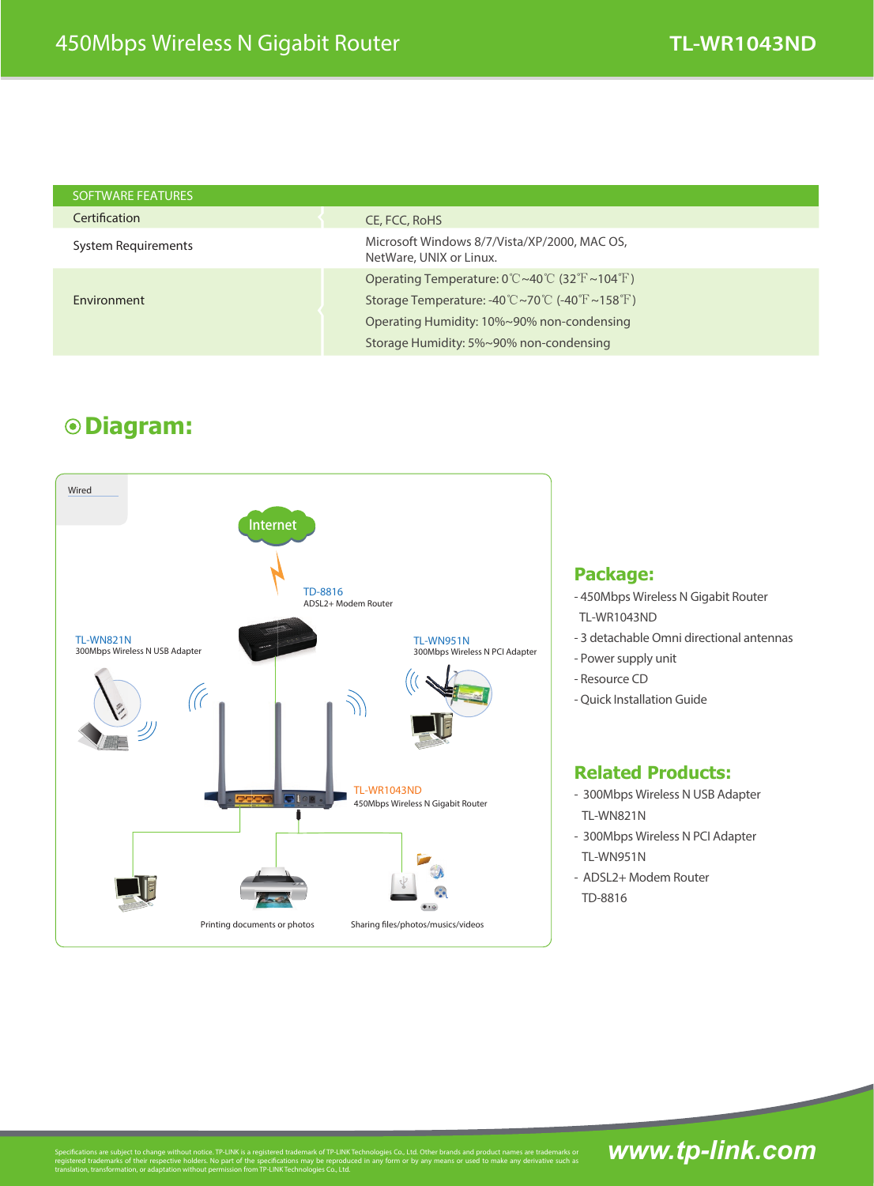| SOFTWARE FEATURES | |
|---|---|
| Certification | CE, FCC, RoHS |
| System Requirements | Microsoft Windows 8/7/Vista/XP/2000, MAC OS, NetWare, UNIX or Linux. |
| Environment | Operating Temperature: 0℃~40℃ (32℉~104℉)<br>Storage Temperature: -40℃~70℃ (-40℉~158℉)<br>Operating Humidity: 10%~90% non-condensing<br>Storage Humidity: 5%~90% non-condensing |

## Diagram:

Wired

Internet

TD-8816
ADSL2+ Modem Router

TL-WN821N
300Mbps Wireless N USB Adapter

TL-WN951N
300Mbps Wireless N PCI Adapter

TL-WR1043ND
450Mbps Wireless N Gigabit Router

Printing documents or photos

Sharing files/photos/musics/videos

## Package:

- 450Mbps Wireless N Gigabit Router TL-WR1043ND
- 3 detachable Omni directional antennas
- Power supply unit
- Resource CD
- Quick Installation Guide

## Related Products:

- 300Mbps Wireless N USB Adapter TL-WN821N
- 300Mbps Wireless N PCI Adapter TL-WN951N
- ADSL2+ Modem Router TD-8816

Specifications are subject to change without notice. TP-LINK is a registered trademark of TP-LINK Technologies Co., Ltd. Other brands and product names are trademarks or registered trademarks of their respective holders. No part of the specifications may be reproduced in any form or by any means or used to make any derivative such as translation, transformation, or adaptation without permission from TP-LINK Technologies Co., Ltd.

www.tp-link.com